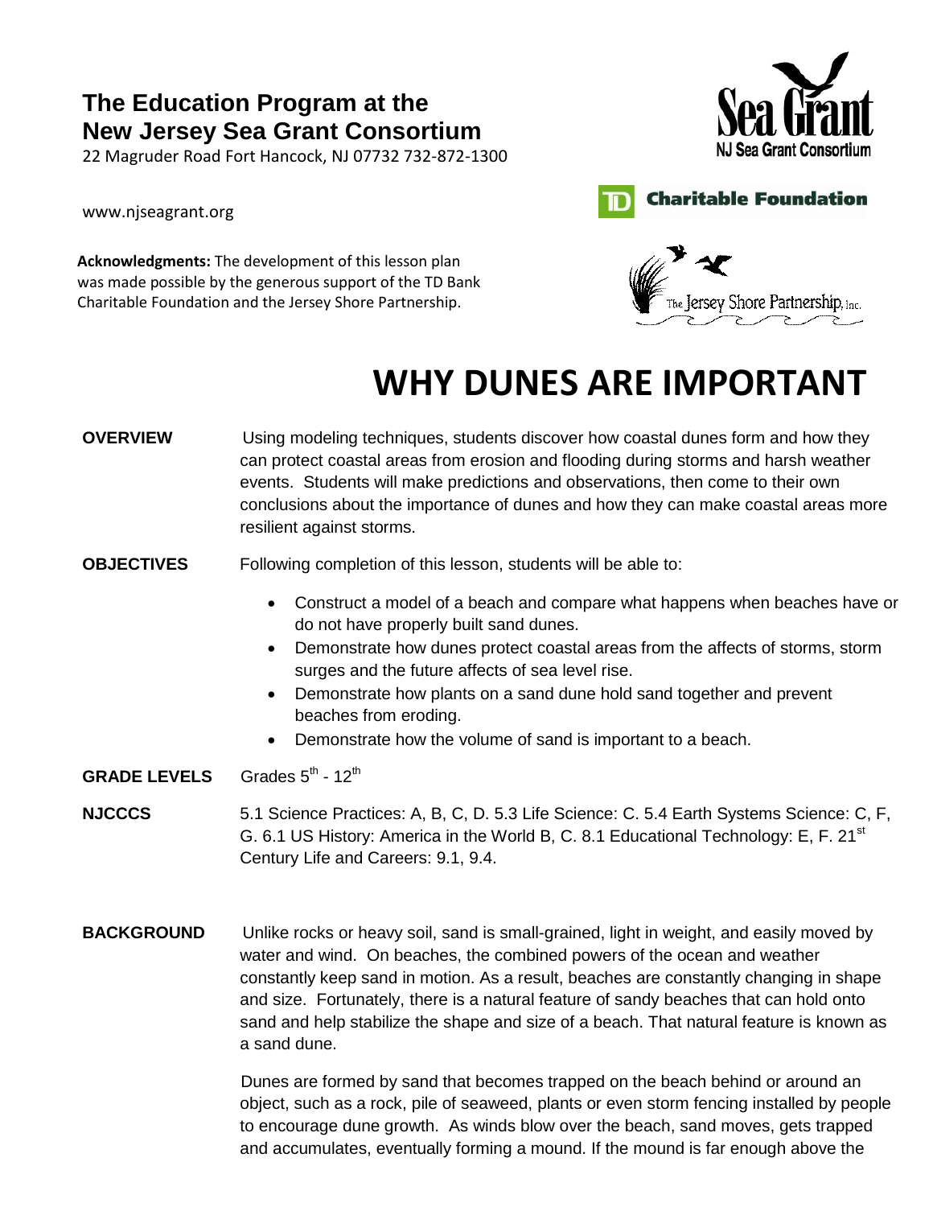**The Education Program at the New Jersey Sea Grant Consortium**

22 Magruder Road Fort Hancock, NJ 07732 732-872-1300

www.njseagrant.org

**Acknowledgments:** The development of this lesson plan was made possible by the generous support of the TD Bank Charitable Foundation and the Jersey Shore Partnership.

# WHY DUNES ARE IMPORTANT

**OVERVIEW** Using modeling techniques, students discover how coastal dunes form and how they can protect coastal areas from erosion and flooding during storms and harsh weather events. Students will make predictions and observations, then come to their own conclusions about the importance of dunes and how they can make coastal areas more resilient against storms.

**OBJECTIVES** Following completion of this lesson, students will be able to:

- Construct a model of a beach and compare what happens when beaches have or do not have properly built sand dunes.
- Demonstrate how dunes protect coastal areas from the affects of storms, storm surges and the future affects of sea level rise.
- Demonstrate how plants on a sand dune hold sand together and prevent beaches from eroding.
- Demonstrate how the volume of sand is important to a beach.

**GRADE LEVELS** Grades 5th - 12th

**NJCCCS** 5.1 Science Practices: A, B, C, D. 5.3 Life Science: C. 5.4 Earth Systems Science: C, F, G. 6.1 US History: America in the World B, C. 8.1 Educational Technology: E, F. 21st Century Life and Careers: 9.1, 9.4.

**BACKGROUND** Unlike rocks or heavy soil, sand is small-grained, light in weight, and easily moved by water and wind. On beaches, the combined powers of the ocean and weather constantly keep sand in motion. As a result, beaches are constantly changing in shape and size. Fortunately, there is a natural feature of sandy beaches that can hold onto sand and help stabilize the shape and size of a beach. That natural feature is known as a sand dune.

Dunes are formed by sand that becomes trapped on the beach behind or around an object, such as a rock, pile of seaweed, plants or even storm fencing installed by people to encourage dune growth. As winds blow over the beach, sand moves, gets trapped and accumulates, eventually forming a mound. If the mound is far enough above the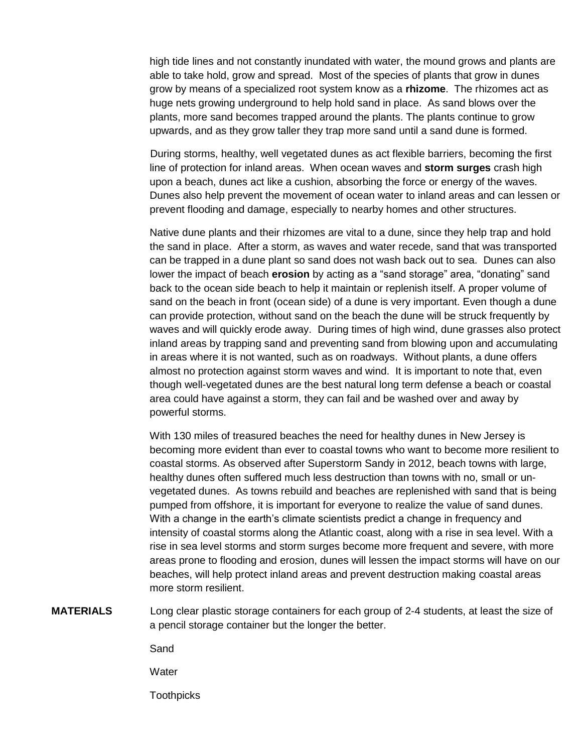high tide lines and not constantly inundated with water, the mound grows and plants are able to take hold, grow and spread. Most of the species of plants that grow in dunes grow by means of a specialized root system know as a **rhizome**. The rhizomes act as huge nets growing underground to help hold sand in place. As sand blows over the plants, more sand becomes trapped around the plants. The plants continue to grow upwards, and as they grow taller they trap more sand until a sand dune is formed.

During storms, healthy, well vegetated dunes as act flexible barriers, becoming the first line of protection for inland areas. When ocean waves and **storm surges** crash high upon a beach, dunes act like a cushion, absorbing the force or energy of the waves. Dunes also help prevent the movement of ocean water to inland areas and can lessen or prevent flooding and damage, especially to nearby homes and other structures.

Native dune plants and their rhizomes are vital to a dune, since they help trap and hold the sand in place. After a storm, as waves and water recede, sand that was transported can be trapped in a dune plant so sand does not wash back out to sea. Dunes can also lower the impact of beach **erosion** by acting as a "sand storage" area, "donating" sand back to the ocean side beach to help it maintain or replenish itself. A proper volume of sand on the beach in front (ocean side) of a dune is very important. Even though a dune can provide protection, without sand on the beach the dune will be struck frequently by waves and will quickly erode away. During times of high wind, dune grasses also protect inland areas by trapping sand and preventing sand from blowing upon and accumulating in areas where it is not wanted, such as on roadways. Without plants, a dune offers almost no protection against storm waves and wind. It is important to note that, even though well-vegetated dunes are the best natural long term defense a beach or coastal area could have against a storm, they can fail and be washed over and away by powerful storms.

With 130 miles of treasured beaches the need for healthy dunes in New Jersey is becoming more evident than ever to coastal towns who want to become more resilient to coastal storms. As observed after Superstorm Sandy in 2012, beach towns with large, healthy dunes often suffered much less destruction than towns with no, small or un-vegetated dunes. As towns rebuild and beaches are replenished with sand that is being pumped from offshore, it is important for everyone to realize the value of sand dunes. With a change in the earth's climate scientists predict a change in frequency and intensity of coastal storms along the Atlantic coast, along with a rise in sea level. With a rise in sea level storms and storm surges become more frequent and severe, with more areas prone to flooding and erosion, dunes will lessen the impact storms will have on our beaches, will help protect inland areas and prevent destruction making coastal areas more storm resilient.

**MATERIALS**

Long clear plastic storage containers for each group of 2-4 students, at least the size of a pencil storage container but the longer the better.

Sand

Water

Toothpicks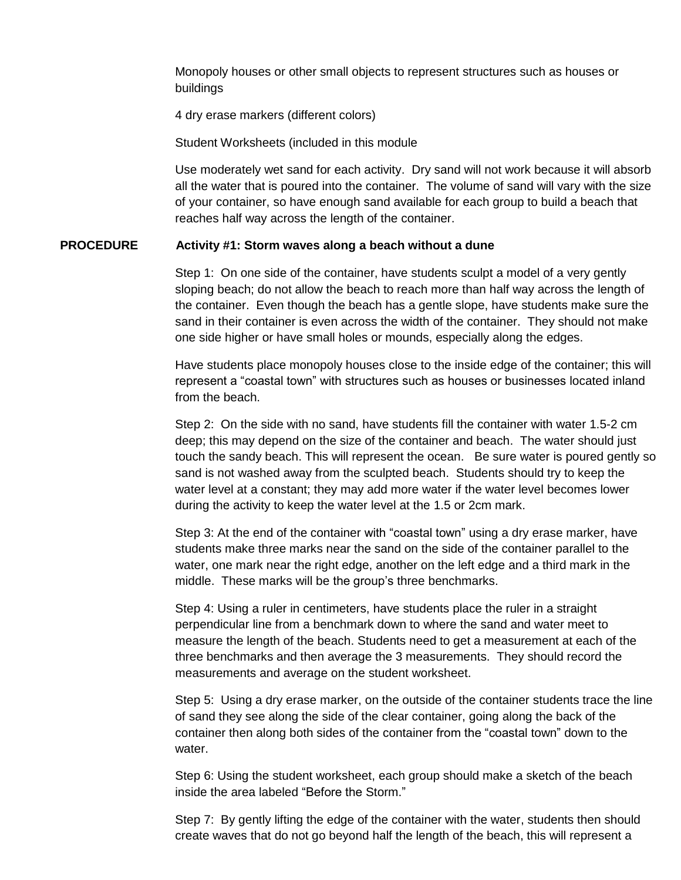Monopoly houses or other small objects to represent structures such as houses or buildings

4 dry erase markers (different colors)

Student Worksheets (included in this module

Use moderately wet sand for each activity. Dry sand will not work because it will absorb all the water that is poured into the container. The volume of sand will vary with the size of your container, so have enough sand available for each group to build a beach that reaches half way across the length of the container.

## PROCEDURE

### Activity #1: Storm waves along a beach without a dune

Step 1: On one side of the container, have students sculpt a model of a very gently sloping beach; do not allow the beach to reach more than half way across the length of the container. Even though the beach has a gentle slope, have students make sure the sand in their container is even across the width of the container. They should not make one side higher or have small holes or mounds, especially along the edges.

Have students place monopoly houses close to the inside edge of the container; this will represent a "coastal town" with structures such as houses or businesses located inland from the beach.

Step 2: On the side with no sand, have students fill the container with water 1.5-2 cm deep; this may depend on the size of the container and beach. The water should just touch the sandy beach. This will represent the ocean. Be sure water is poured gently so sand is not washed away from the sculpted beach. Students should try to keep the water level at a constant; they may add more water if the water level becomes lower during the activity to keep the water level at the 1.5 or 2cm mark.

Step 3: At the end of the container with "coastal town" using a dry erase marker, have students make three marks near the sand on the side of the container parallel to the water, one mark near the right edge, another on the left edge and a third mark in the middle. These marks will be the group's three benchmarks.

Step 4: Using a ruler in centimeters, have students place the ruler in a straight perpendicular line from a benchmark down to where the sand and water meet to measure the length of the beach. Students need to get a measurement at each of the three benchmarks and then average the 3 measurements. They should record the measurements and average on the student worksheet.

Step 5: Using a dry erase marker, on the outside of the container students trace the line of sand they see along the side of the clear container, going along the back of the container then along both sides of the container from the "coastal town" down to the water.

Step 6: Using the student worksheet, each group should make a sketch of the beach inside the area labeled "Before the Storm."

Step 7: By gently lifting the edge of the container with the water, students then should create waves that do not go beyond half the length of the beach, this will represent a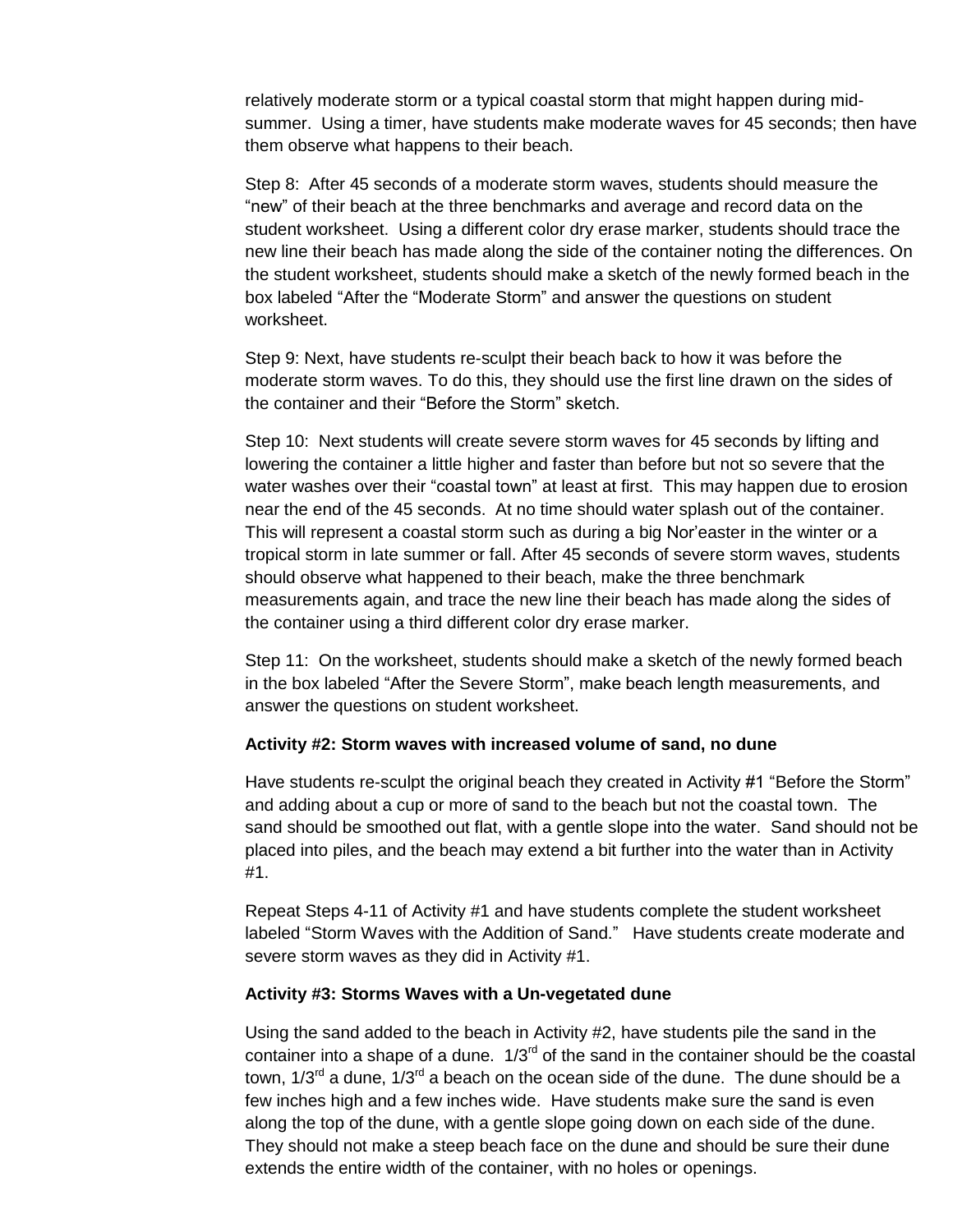relatively moderate storm or a typical coastal storm that might happen during mid-summer. Using a timer, have students make moderate waves for 45 seconds; then have them observe what happens to their beach.

Step 8: After 45 seconds of a moderate storm waves, students should measure the "new" of their beach at the three benchmarks and average and record data on the student worksheet. Using a different color dry erase marker, students should trace the new line their beach has made along the side of the container noting the differences. On the student worksheet, students should make a sketch of the newly formed beach in the box labeled "After the "Moderate Storm" and answer the questions on student worksheet.

Step 9: Next, have students re-sculpt their beach back to how it was before the moderate storm waves. To do this, they should use the first line drawn on the sides of the container and their "Before the Storm" sketch.

Step 10: Next students will create severe storm waves for 45 seconds by lifting and lowering the container a little higher and faster than before but not so severe that the water washes over their "coastal town" at least at first. This may happen due to erosion near the end of the 45 seconds. At no time should water splash out of the container. This will represent a coastal storm such as during a big Nor'easter in the winter or a tropical storm in late summer or fall. After 45 seconds of severe storm waves, students should observe what happened to their beach, make the three benchmark measurements again, and trace the new line their beach has made along the sides of the container using a third different color dry erase marker.

Step 11: On the worksheet, students should make a sketch of the newly formed beach in the box labeled "After the Severe Storm", make beach length measurements, and answer the questions on student worksheet.

**Activity #2: Storm waves with increased volume of sand, no dune**

Have students re-sculpt the original beach they created in Activity #1 "Before the Storm" and adding about a cup or more of sand to the beach but not the coastal town. The sand should be smoothed out flat, with a gentle slope into the water. Sand should not be placed into piles, and the beach may extend a bit further into the water than in Activity #1.

Repeat Steps 4-11 of Activity #1 and have students complete the student worksheet labeled "Storm Waves with the Addition of Sand." Have students create moderate and severe storm waves as they did in Activity #1.

**Activity #3: Storms Waves with a Un-vegetated dune**

Using the sand added to the beach in Activity #2, have students pile the sand in the container into a shape of a dune. 1/3rd of the sand in the container should be the coastal town, 1/3rd a dune, 1/3rd a beach on the ocean side of the dune. The dune should be a few inches high and a few inches wide. Have students make sure the sand is even along the top of the dune, with a gentle slope going down on each side of the dune. They should not make a steep beach face on the dune and should be sure their dune extends the entire width of the container, with no holes or openings.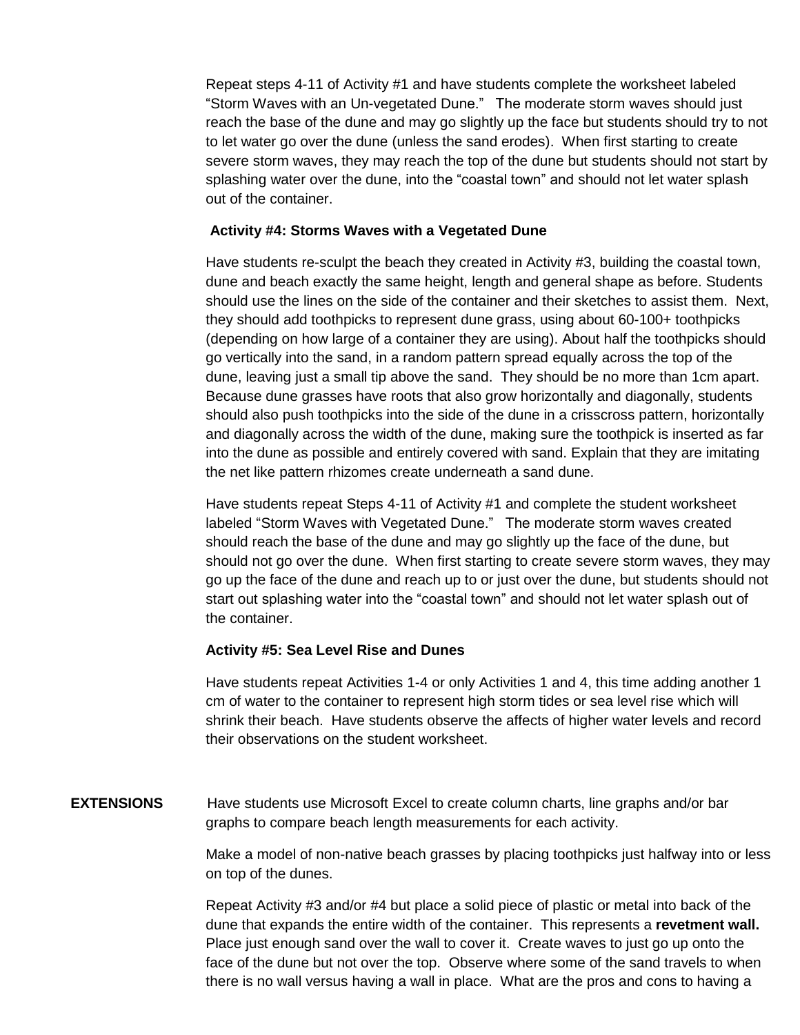Repeat steps 4-11 of Activity #1 and have students complete the worksheet labeled "Storm Waves with an Un-vegetated Dune." The moderate storm waves should just reach the base of the dune and may go slightly up the face but students should try to not to let water go over the dune (unless the sand erodes). When first starting to create severe storm waves, they may reach the top of the dune but students should not start by splashing water over the dune, into the "coastal town" and should not let water splash out of the container.

**Activity #4: Storms Waves with a Vegetated Dune**

Have students re-sculpt the beach they created in Activity #3, building the coastal town, dune and beach exactly the same height, length and general shape as before. Students should use the lines on the side of the container and their sketches to assist them. Next, they should add toothpicks to represent dune grass, using about 60-100+ toothpicks (depending on how large of a container they are using). About half the toothpicks should go vertically into the sand, in a random pattern spread equally across the top of the dune, leaving just a small tip above the sand. They should be no more than 1cm apart. Because dune grasses have roots that also grow horizontally and diagonally, students should also push toothpicks into the side of the dune in a crisscross pattern, horizontally and diagonally across the width of the dune, making sure the toothpick is inserted as far into the dune as possible and entirely covered with sand. Explain that they are imitating the net like pattern rhizomes create underneath a sand dune.

Have students repeat Steps 4-11 of Activity #1 and complete the student worksheet labeled "Storm Waves with Vegetated Dune." The moderate storm waves created should reach the base of the dune and may go slightly up the face of the dune, but should not go over the dune. When first starting to create severe storm waves, they may go up the face of the dune and reach up to or just over the dune, but students should not start out splashing water into the "coastal town" and should not let water splash out of the container.

**Activity #5: Sea Level Rise and Dunes**

Have students repeat Activities 1-4 or only Activities 1 and 4, this time adding another 1 cm of water to the container to represent high storm tides or sea level rise which will shrink their beach. Have students observe the affects of higher water levels and record their observations on the student worksheet.

**EXTENSIONS**

Have students use Microsoft Excel to create column charts, line graphs and/or bar graphs to compare beach length measurements for each activity.

Make a model of non-native beach grasses by placing toothpicks just halfway into or less on top of the dunes.

Repeat Activity #3 and/or #4 but place a solid piece of plastic or metal into back of the dune that expands the entire width of the container. This represents a **revetment wall.** Place just enough sand over the wall to cover it. Create waves to just go up onto the face of the dune but not over the top. Observe where some of the sand travels to when there is no wall versus having a wall in place. What are the pros and cons to having a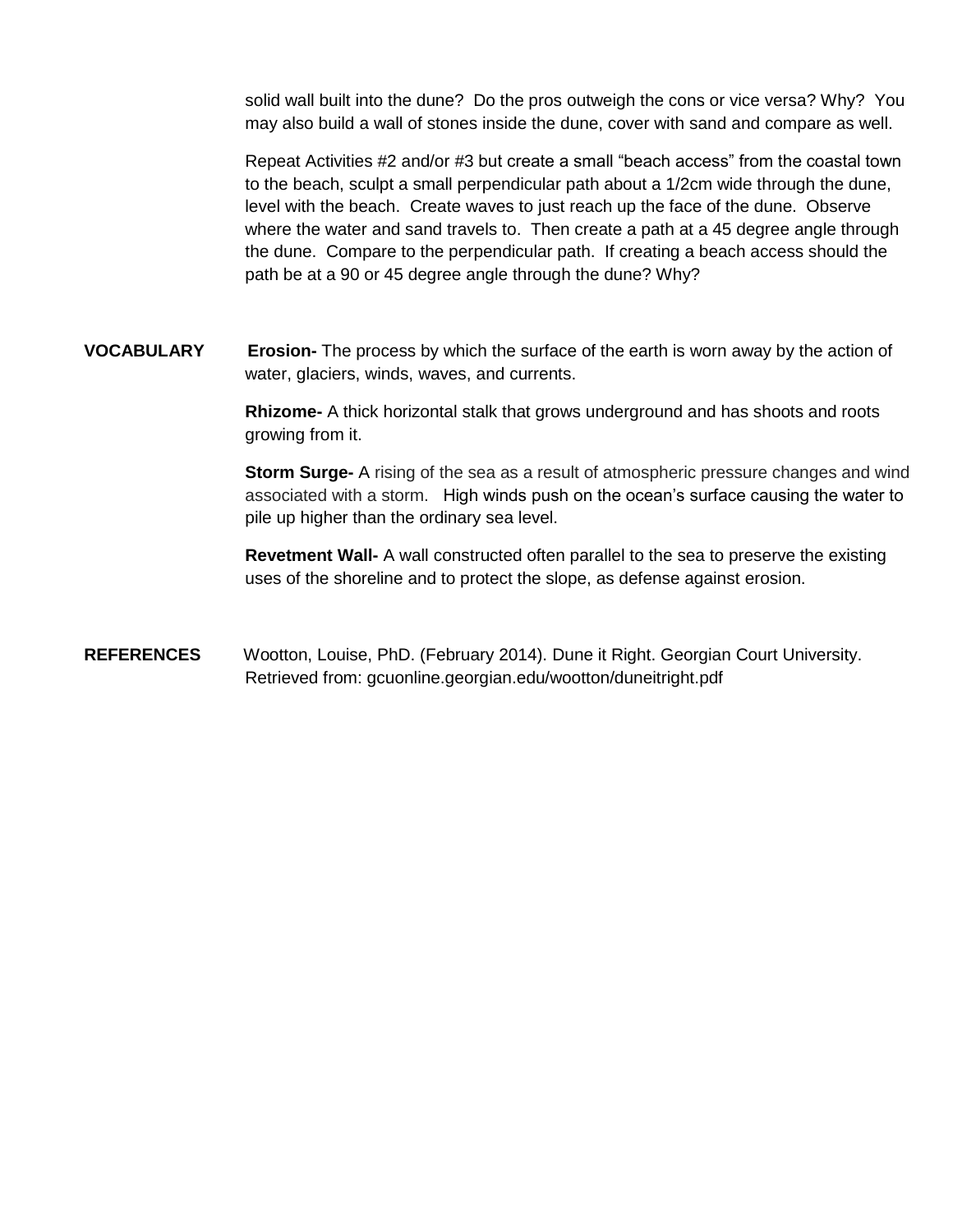solid wall built into the dune? Do the pros outweigh the cons or vice versa? Why? You may also build a wall of stones inside the dune, cover with sand and compare as well.

Repeat Activities #2 and/or #3 but create a small "beach access" from the coastal town to the beach, sculpt a small perpendicular path about a 1/2cm wide through the dune, level with the beach. Create waves to just reach up the face of the dune. Observe where the water and sand travels to. Then create a path at a 45 degree angle through the dune. Compare to the perpendicular path. If creating a beach access should the path be at a 90 or 45 degree angle through the dune? Why?

**VOCABULARY**

**Erosion-** The process by which the surface of the earth is worn away by the action of water, glaciers, winds, waves, and currents.

**Rhizome-** A thick horizontal stalk that grows underground and has shoots and roots growing from it.

**Storm Surge-** A rising of the sea as a result of atmospheric pressure changes and wind associated with a storm. High winds push on the ocean's surface causing the water to pile up higher than the ordinary sea level.

**Revetment Wall-** A wall constructed often parallel to the sea to preserve the existing uses of the shoreline and to protect the slope, as defense against erosion.

**REFERENCES**

Wootton, Louise, PhD. (February 2014). Dune it Right. Georgian Court University. Retrieved from: gcuonline.georgian.edu/wootton/duneitright.pdf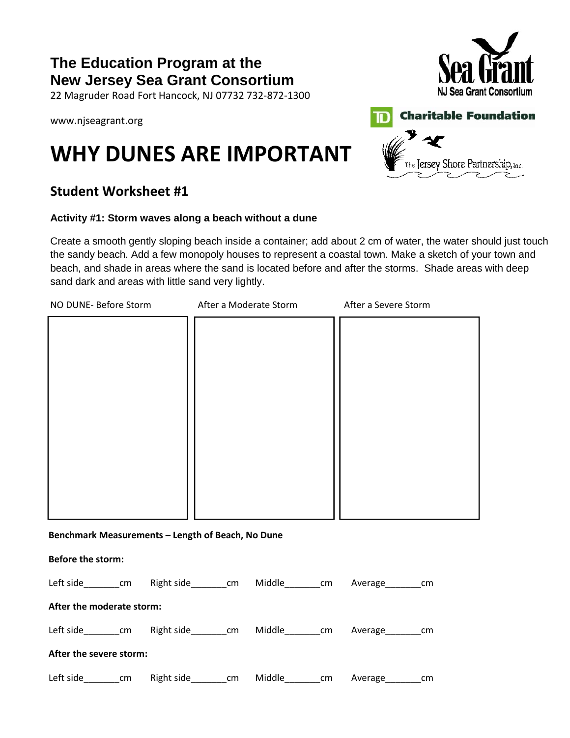**The Education Program at the New Jersey Sea Grant Consortium**
22 Magruder Road Fort Hancock, NJ 07732 732-872-1300

www.njseagrant.org

# WHY DUNES ARE IMPORTANT

## Student Worksheet #1

**Activity #1: Storm waves along a beach without a dune**

Create a smooth gently sloping beach inside a container; add about 2 cm of water, the water should just touch the sandy beach. Add a few monopoly houses to represent a coastal town. Make a sketch of your town and beach, and shade in areas where the sand is located before and after the storms. Shade areas with deep sand dark and areas with little sand very lightly.

| NO DUNE- Before Storm | After a Moderate Storm | After a Severe Storm |
|---|---|---|
| | | |

**Benchmark Measurements – Length of Beach, No Dune**

**Before the storm:**

Left side_______cm Right side_______cm Middle_______cm Average_______cm

**After the moderate storm:**

Left side_______cm Right side_______cm Middle_______cm Average_______cm

**After the severe storm:**

Left side_______cm Right side_______cm Middle_______cm Average_______cm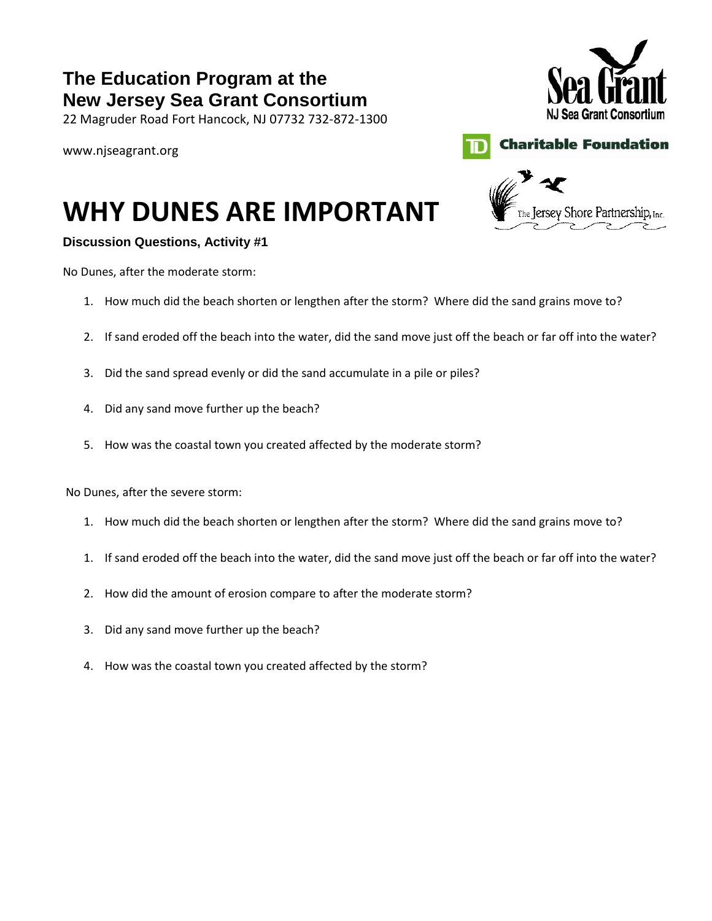**The Education Program at the**
**New Jersey Sea Grant Consortium**
22 Magruder Road Fort Hancock, NJ 07732 732-872-1300

www.njseagrant.org

# WHY DUNES ARE IMPORTANT

**Discussion Questions, Activity #1**

No Dunes, after the moderate storm:

1. How much did the beach shorten or lengthen after the storm? Where did the sand grains move to?
2. If sand eroded off the beach into the water, did the sand move just off the beach or far off into the water?
3. Did the sand spread evenly or did the sand accumulate in a pile or piles?
4. Did any sand move further up the beach?
5. How was the coastal town you created affected by the moderate storm?

No Dunes, after the severe storm:

1. How much did the beach shorten or lengthen after the storm? Where did the sand grains move to?
1. If sand eroded off the beach into the water, did the sand move just off the beach or far off into the water?
2. How did the amount of erosion compare to after the moderate storm?
3. Did any sand move further up the beach?
4. How was the coastal town you created affected by the storm?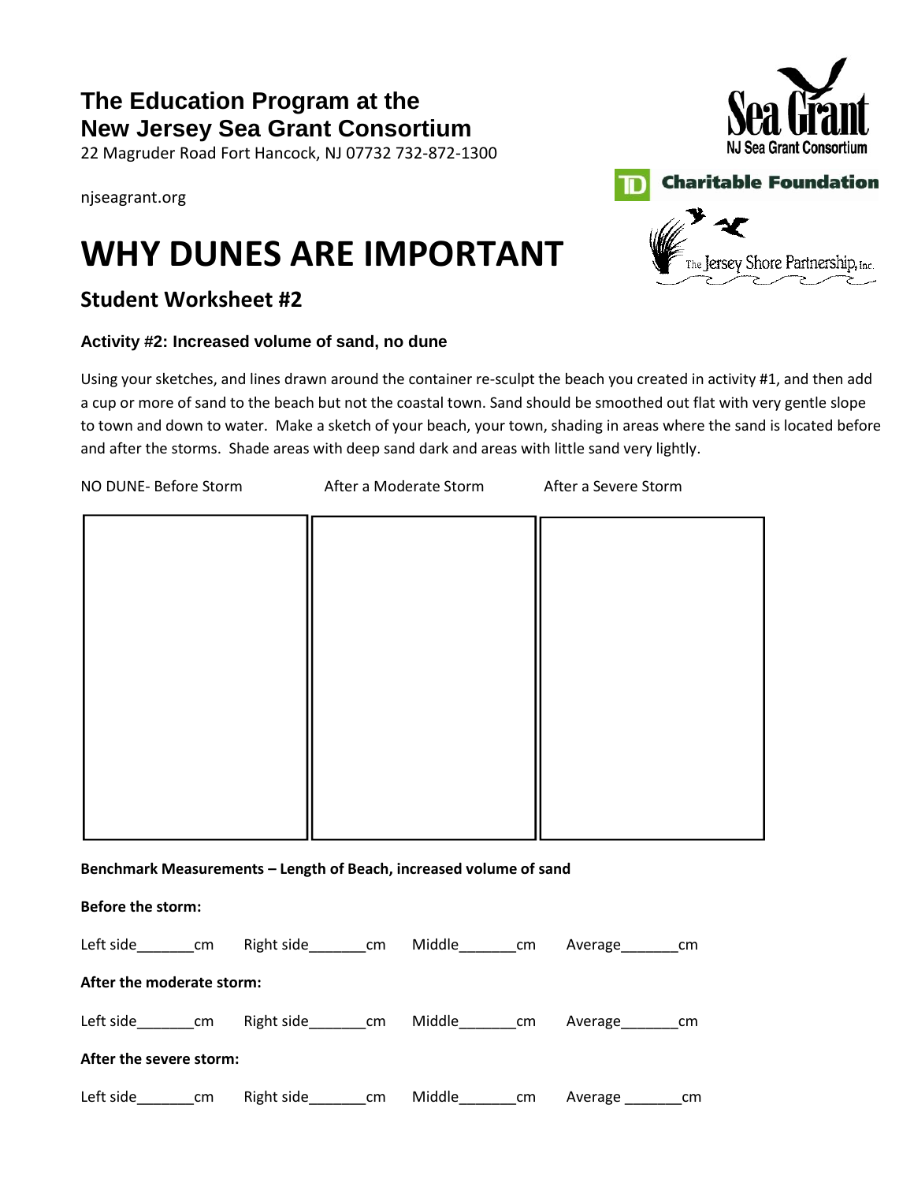**The Education Program at the New Jersey Sea Grant Consortium**
22 Magruder Road Fort Hancock, NJ 07732 732-872-1300

njseagrant.org

# WHY DUNES ARE IMPORTANT

## Student Worksheet #2

### Activity #2: Increased volume of sand, no dune

Using your sketches, and lines drawn around the container re-sculpt the beach you created in activity #1, and then add a cup or more of sand to the beach but not the coastal town. Sand should be smoothed out flat with very gentle slope to town and down to water. Make a sketch of your beach, your town, shading in areas where the sand is located before and after the storms. Shade areas with deep sand dark and areas with little sand very lightly.

| NO DUNE- Before Storm | After a Moderate Storm | After a Severe Storm |
| --- | --- | --- |
| | | |

**Benchmark Measurements – Length of Beach, increased volume of sand**

**Before the storm:**

Left side_______cm Right side_______cm Middle_______cm Average_______cm

**After the moderate storm:**

Left side_______cm Right side_______cm Middle_______cm Average_______cm

**After the severe storm:**

Left side_______cm Right side_______cm Middle_______cm Average _______cm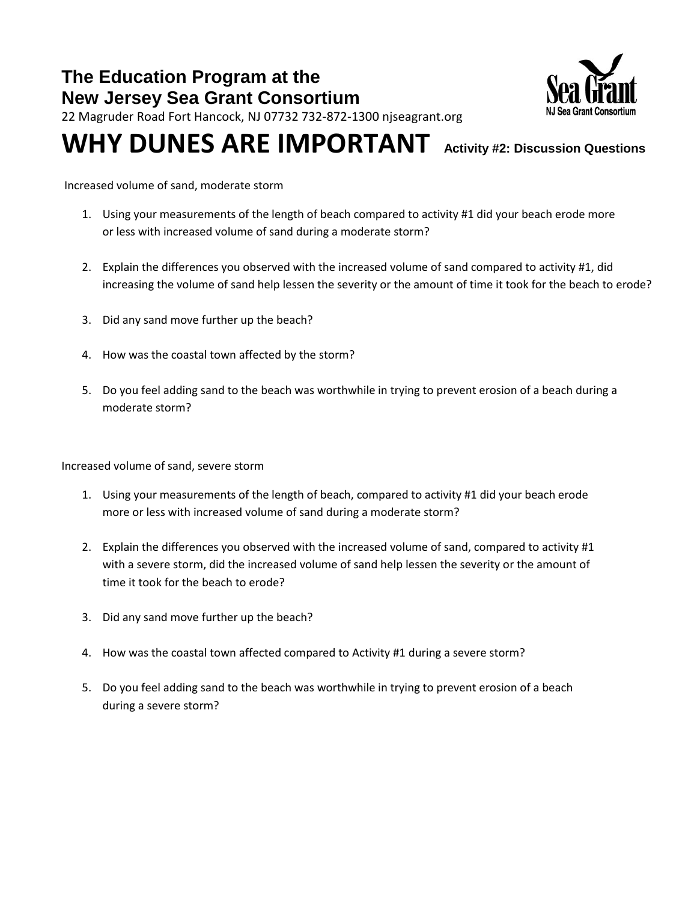**The Education Program at the**
**New Jersey Sea Grant Consortium**
22 Magruder Road Fort Hancock, NJ 07732 732-872-1300 njseagrant.org

# WHY DUNES ARE IMPORTANT **Activity #2: Discussion Questions**

Increased volume of sand, moderate storm

1. Using your measurements of the length of beach compared to activity #1 did your beach erode more or less with increased volume of sand during a moderate storm?
2. Explain the differences you observed with the increased volume of sand compared to activity #1, did increasing the volume of sand help lessen the severity or the amount of time it took for the beach to erode?
3. Did any sand move further up the beach?
4. How was the coastal town affected by the storm?
5. Do you feel adding sand to the beach was worthwhile in trying to prevent erosion of a beach during a moderate storm?

Increased volume of sand, severe storm

1. Using your measurements of the length of beach, compared to activity #1 did your beach erode more or less with increased volume of sand during a moderate storm?
2. Explain the differences you observed with the increased volume of sand, compared to activity #1 with a severe storm, did the increased volume of sand help lessen the severity or the amount of time it took for the beach to erode?
3. Did any sand move further up the beach?
4. How was the coastal town affected compared to Activity #1 during a severe storm?
5. Do you feel adding sand to the beach was worthwhile in trying to prevent erosion of a beach during a severe storm?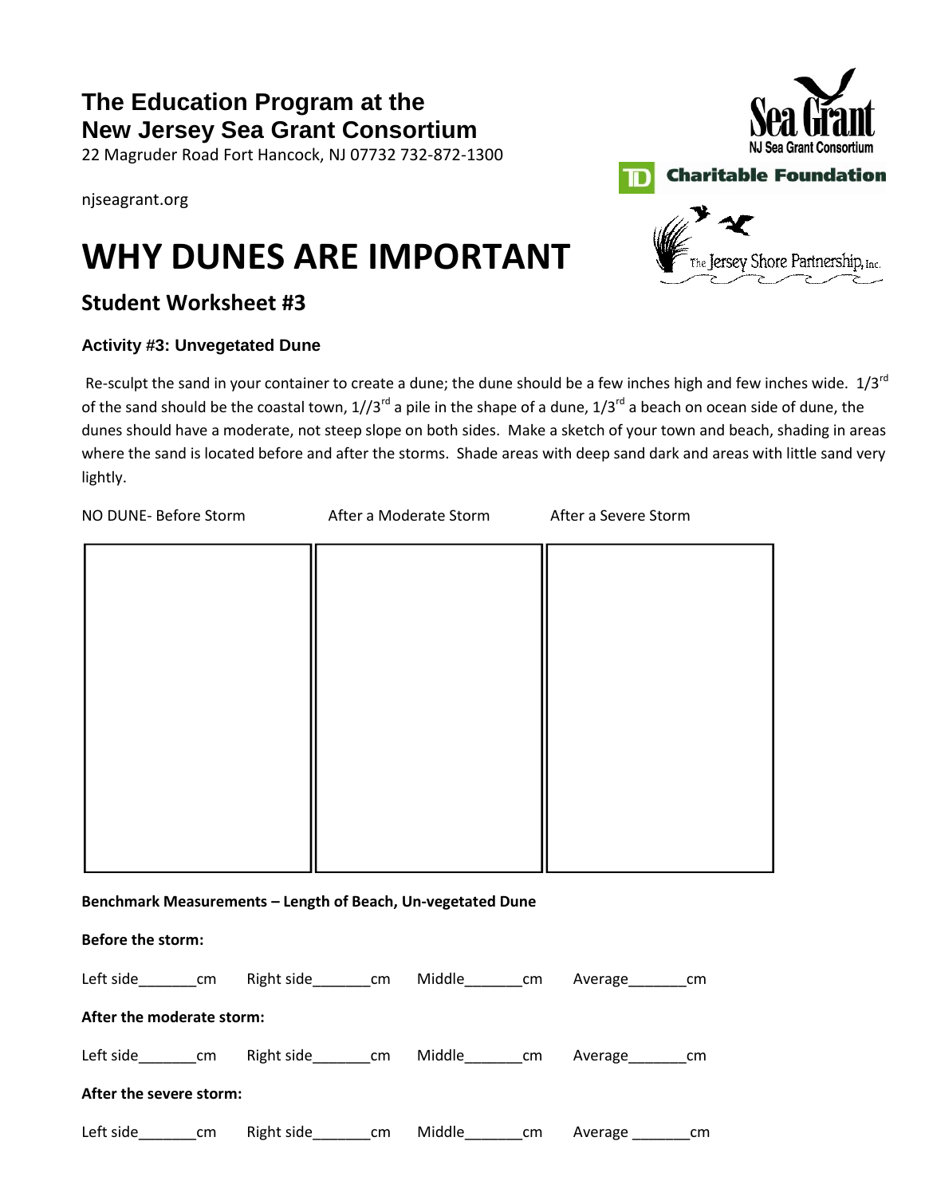**The Education Program at the**
**New Jersey Sea Grant Consortium**
22 Magruder Road Fort Hancock, NJ 07732 732-872-1300

njseagrant.org

# WHY DUNES ARE IMPORTANT

## Student Worksheet #3

### Activity #3: Unvegetated Dune

Re-sculpt the sand in your container to create a dune; the dune should be a few inches high and few inches wide. 1/3rd of the sand should be the coastal town, 1//3rd a pile in the shape of a dune, 1/3rd a beach on ocean side of dune, the dunes should have a moderate, not steep slope on both sides. Make a sketch of your town and beach, shading in areas where the sand is located before and after the storms. Shade areas with deep sand dark and areas with little sand very lightly.

| NO DUNE- Before Storm | After a Moderate Storm | After a Severe Storm |
|---|---|---|
| | | |

**Benchmark Measurements – Length of Beach, Un-vegetated Dune**

**Before the storm:**

Left side_______cm Right side_______cm Middle_______cm Average_______cm

**After the moderate storm:**

Left side_______cm Right side_______cm Middle_______cm Average_______cm

**After the severe storm:**

Left side_______cm Right side_______cm Middle_______cm Average _______cm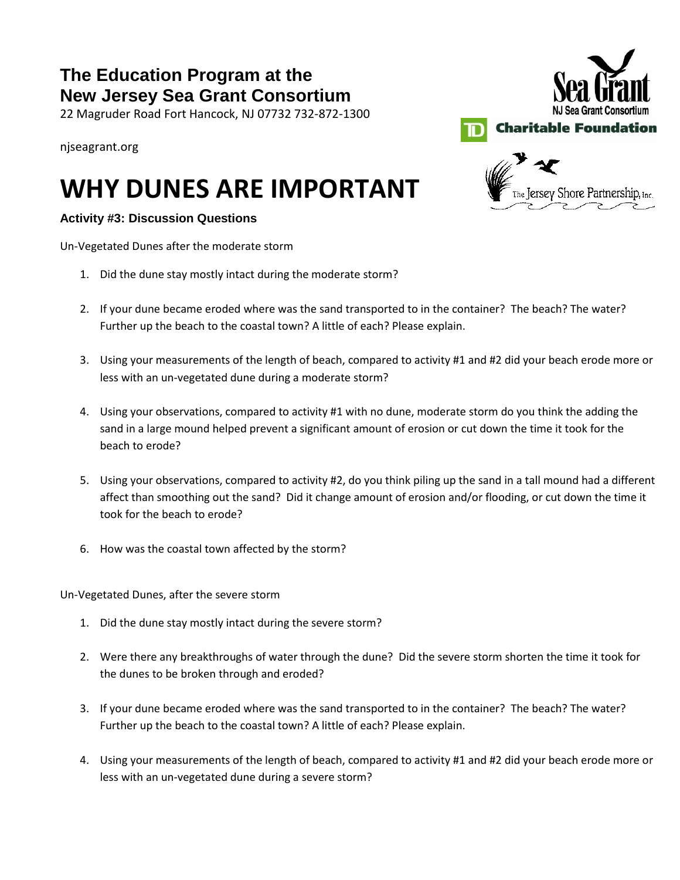**The Education Program at the**
**New Jersey Sea Grant Consortium**
22 Magruder Road Fort Hancock, NJ 07732 732-872-1300

njseagrant.org

# WHY DUNES ARE IMPORTANT

**Activity #3: Discussion Questions**

Un-Vegetated Dunes after the moderate storm

1. Did the dune stay mostly intact during the moderate storm?
2. If your dune became eroded where was the sand transported to in the container? The beach? The water? Further up the beach to the coastal town? A little of each? Please explain.
3. Using your measurements of the length of beach, compared to activity #1 and #2 did your beach erode more or less with an un-vegetated dune during a moderate storm?
4. Using your observations, compared to activity #1 with no dune, moderate storm do you think the adding the sand in a large mound helped prevent a significant amount of erosion or cut down the time it took for the beach to erode?
5. Using your observations, compared to activity #2, do you think piling up the sand in a tall mound had a different affect than smoothing out the sand? Did it change amount of erosion and/or flooding, or cut down the time it took for the beach to erode?
6. How was the coastal town affected by the storm?

Un-Vegetated Dunes, after the severe storm

1. Did the dune stay mostly intact during the severe storm?
2. Were there any breakthroughs of water through the dune? Did the severe storm shorten the time it took for the dunes to be broken through and eroded?
3. If your dune became eroded where was the sand transported to in the container? The beach? The water? Further up the beach to the coastal town? A little of each? Please explain.
4. Using your measurements of the length of beach, compared to activity #1 and #2 did your beach erode more or less with an un-vegetated dune during a severe storm?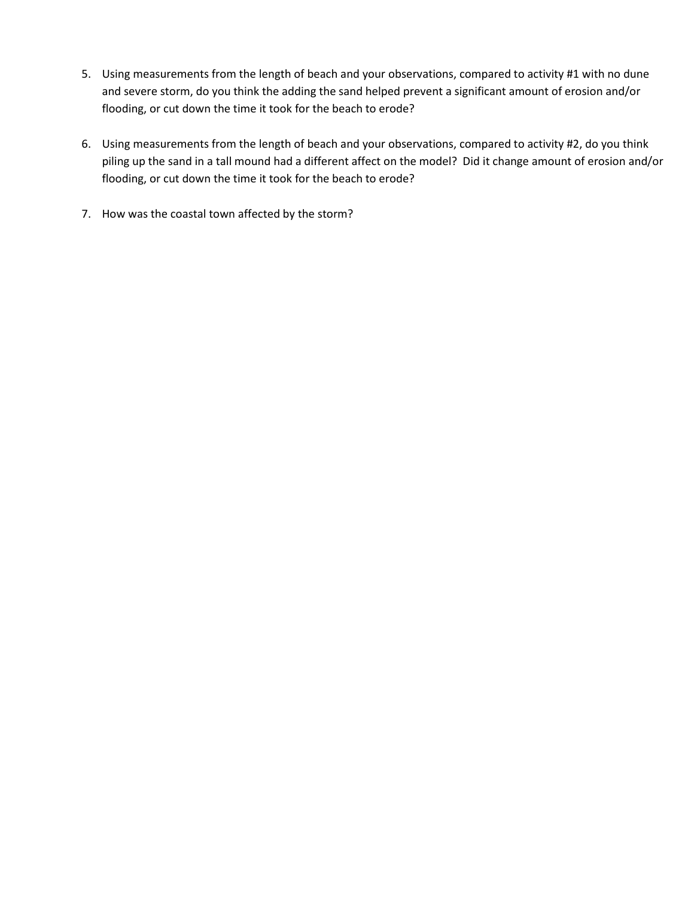5. Using measurements from the length of beach and your observations, compared to activity #1 with no dune and severe storm, do you think the adding the sand helped prevent a significant amount of erosion and/or flooding, or cut down the time it took for the beach to erode?

6. Using measurements from the length of beach and your observations, compared to activity #2, do you think piling up the sand in a tall mound had a different affect on the model? Did it change amount of erosion and/or flooding, or cut down the time it took for the beach to erode?

7. How was the coastal town affected by the storm?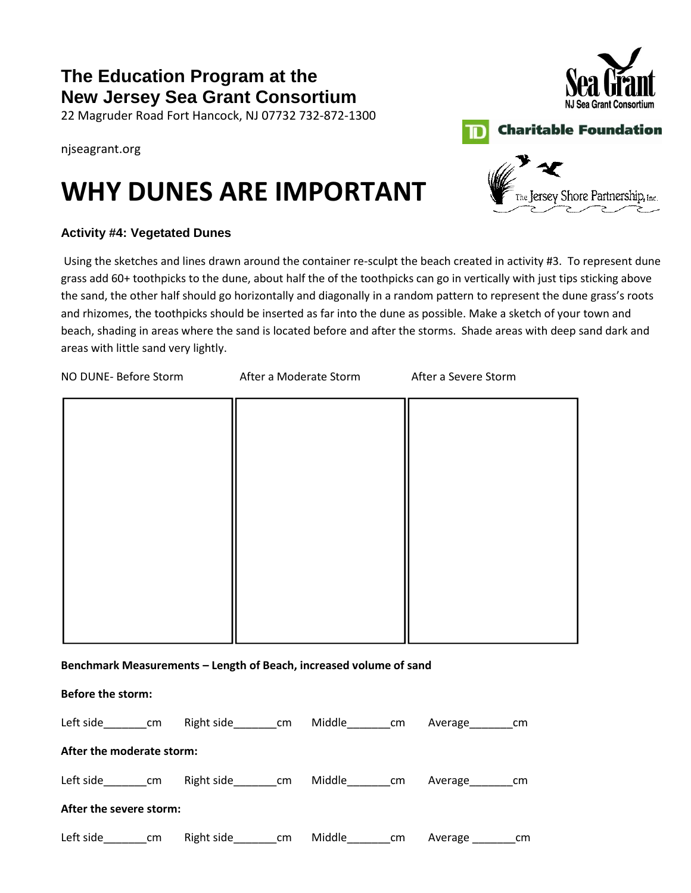**The Education Program at the**
**New Jersey Sea Grant Consortium**
22 Magruder Road Fort Hancock, NJ 07732 732-872-1300

njseagrant.org

# WHY DUNES ARE IMPORTANT

### Activity #4: Vegetated Dunes

Using the sketches and lines drawn around the container re-sculpt the beach created in activity #3. To represent dune grass add 60+ toothpicks to the dune, about half the of the toothpicks can go in vertically with just tips sticking above the sand, the other half should go horizontally and diagonally in a random pattern to represent the dune grass's roots and rhizomes, the toothpicks should be inserted as far into the dune as possible. Make a sketch of your town and beach, shading in areas where the sand is located before and after the storms. Shade areas with deep sand dark and areas with little sand very lightly.

| NO DUNE- Before Storm | After a Moderate Storm | After a Severe Storm |
|---|---|---|
| | | |

**Benchmark Measurements – Length of Beach, increased volume of sand**

**Before the storm:**

Left side_______cm Right side_______cm Middle_______cm Average_______cm

**After the moderate storm:**

Left side_______cm Right side_______cm Middle_______cm Average_______cm

**After the severe storm:**

Left side_______cm Right side_______cm Middle_______cm Average _______cm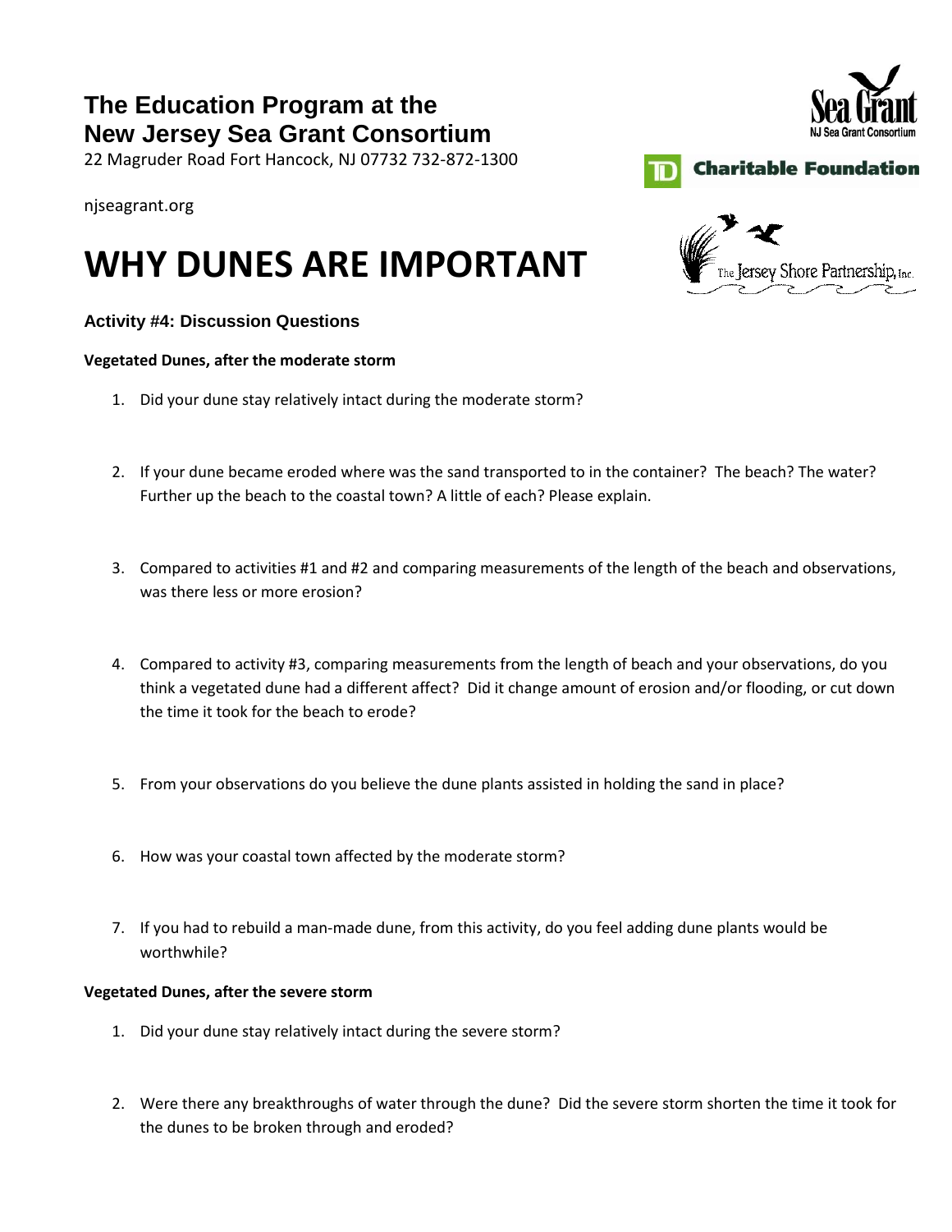**The Education Program at the**
**New Jersey Sea Grant Consortium**
22 Magruder Road Fort Hancock, NJ 07732 732-872-1300

njseagrant.org

# WHY DUNES ARE IMPORTANT

### Activity #4: Discussion Questions

**Vegetated Dunes, after the moderate storm**

1. Did your dune stay relatively intact during the moderate storm?
2. If your dune became eroded where was the sand transported to in the container? The beach? The water? Further up the beach to the coastal town? A little of each? Please explain.
3. Compared to activities #1 and #2 and comparing measurements of the length of the beach and observations, was there less or more erosion?
4. Compared to activity #3, comparing measurements from the length of beach and your observations, do you think a vegetated dune had a different affect? Did it change amount of erosion and/or flooding, or cut down the time it took for the beach to erode?
5. From your observations do you believe the dune plants assisted in holding the sand in place?
6. How was your coastal town affected by the moderate storm?
7. If you had to rebuild a man-made dune, from this activity, do you feel adding dune plants would be worthwhile?

**Vegetated Dunes, after the severe storm**

1. Did your dune stay relatively intact during the severe storm?
2. Were there any breakthroughs of water through the dune? Did the severe storm shorten the time it took for the dunes to be broken through and eroded?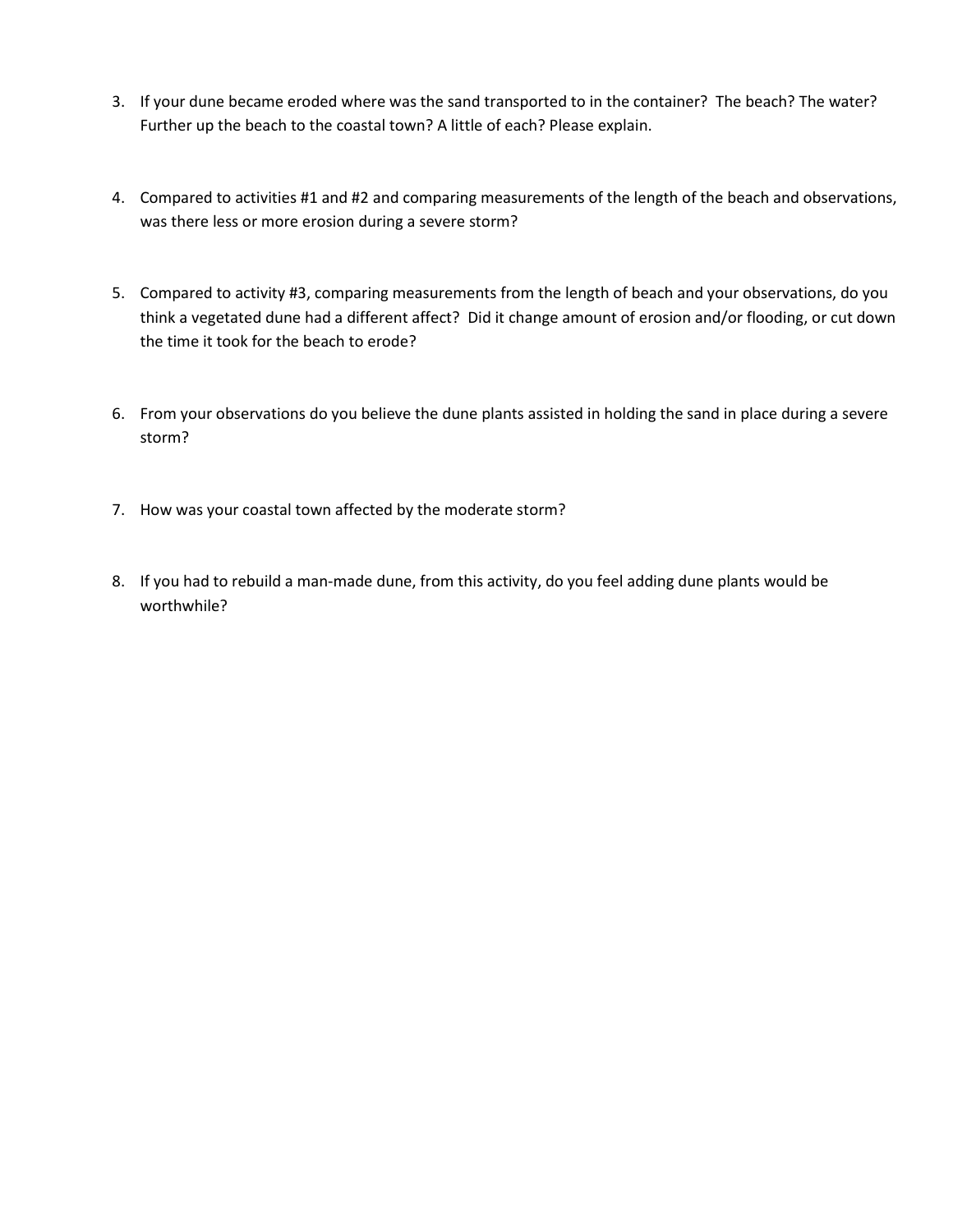3. If your dune became eroded where was the sand transported to in the container? The beach? The water? Further up the beach to the coastal town? A little of each? Please explain.

4. Compared to activities #1 and #2 and comparing measurements of the length of the beach and observations, was there less or more erosion during a severe storm?

5. Compared to activity #3, comparing measurements from the length of beach and your observations, do you think a vegetated dune had a different affect? Did it change amount of erosion and/or flooding, or cut down the time it took for the beach to erode?

6. From your observations do you believe the dune plants assisted in holding the sand in place during a severe storm?

7. How was your coastal town affected by the moderate storm?

8. If you had to rebuild a man-made dune, from this activity, do you feel adding dune plants would be worthwhile?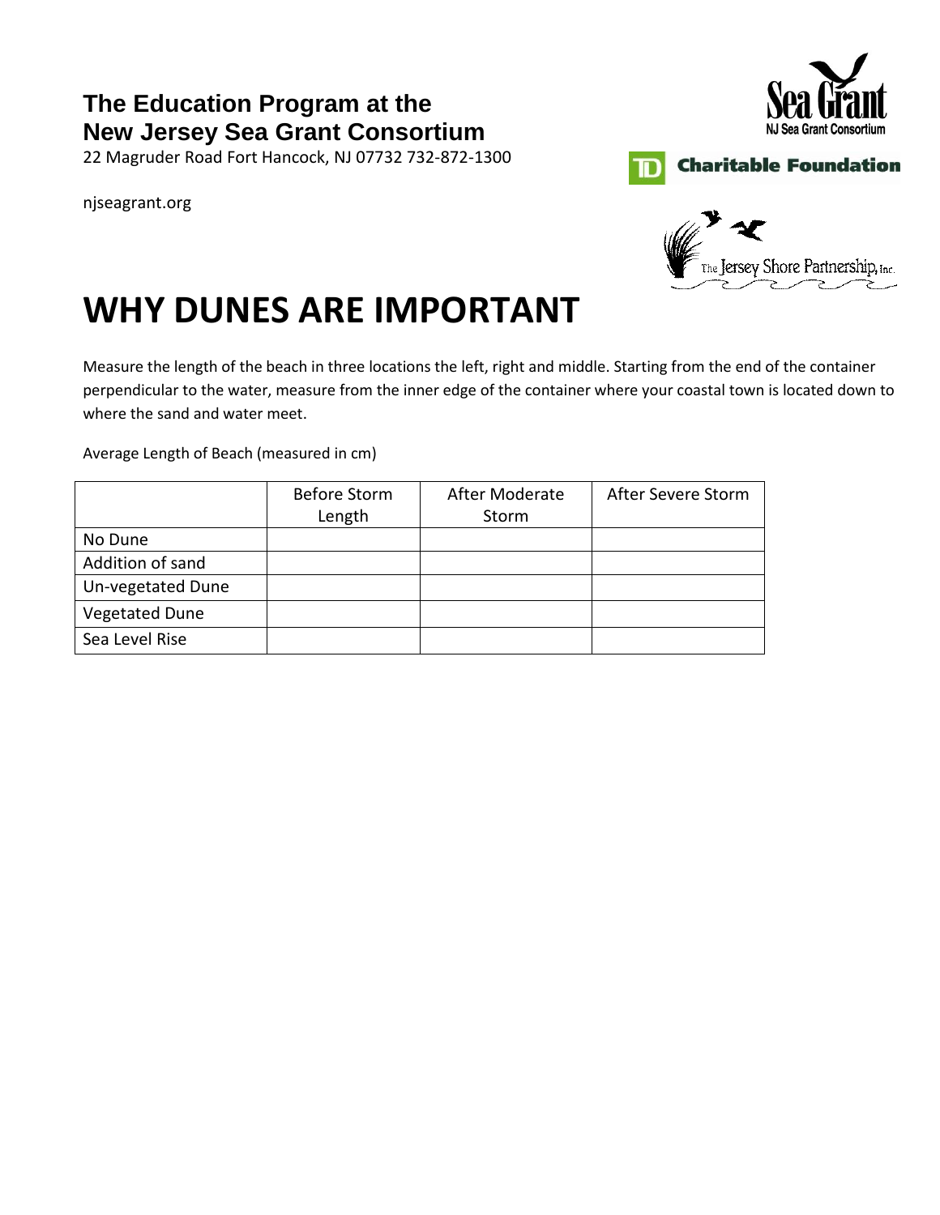**The Education Program at the**
**New Jersey Sea Grant Consortium**
22 Magruder Road Fort Hancock, NJ 07732 732-872-1300

njseagrant.org

# WHY DUNES ARE IMPORTANT

Measure the length of the beach in three locations the left, right and middle. Starting from the end of the container perpendicular to the water, measure from the inner edge of the container where your coastal town is located down to where the sand and water meet.

Average Length of Beach (measured in cm)

| | Before Storm Length | After Moderate Storm | After Severe Storm |
|---|---|---|---|
| No Dune | | | |
| Addition of sand | | | |
| Un-vegetated Dune | | | |
| Vegetated Dune | | | |
| Sea Level Rise | | | |